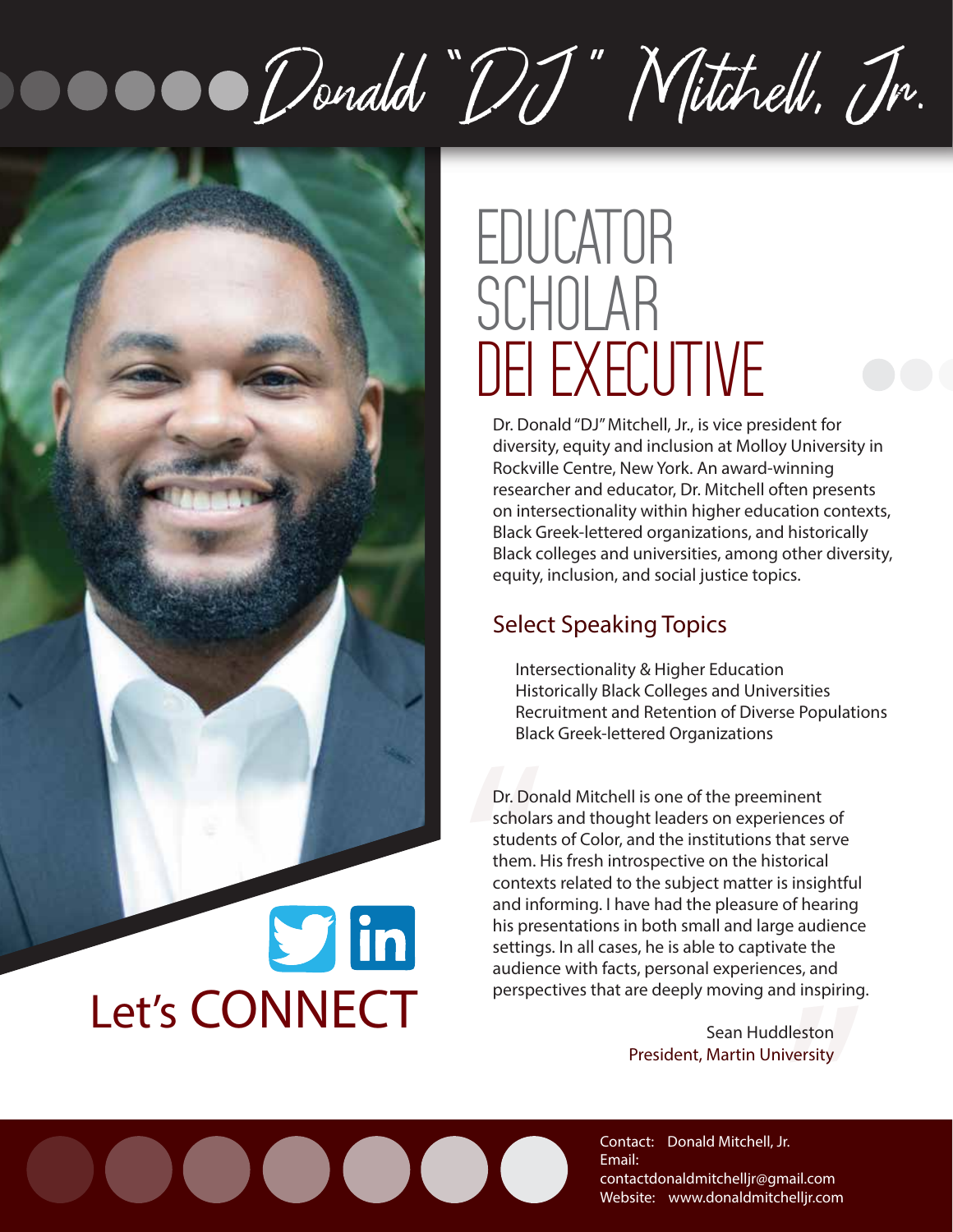# Donald "DJ" Mitchell, Jr.

## EDUCATOR
## SCHOLAR
## DEI EXECUTIVE

Dr. Donald "DJ" Mitchell, Jr., is vice president for diversity, equity and inclusion at Molloy University in Rockville Centre, New York. An award-winning researcher and educator, Dr. Mitchell often presents on intersectionality within higher education contexts, Black Greek-lettered organizations, and historically Black colleges and universities, among other diversity, equity, inclusion, and social justice topics.

### Select Speaking Topics

- Intersectionality & Higher Education
- Historically Black Colleges and Universities
- Recruitment and Retention of Diverse Populations
- Black Greek-lettered Organizations

> Dr. Donald Mitchell is one of the preeminent scholars and thought leaders on experiences of students of Color, and the institutions that serve them. His fresh introspective on the historical contexts related to the subject matter is insightful and informing. I have had the pleasure of hearing his presentations in both small and large audience settings. In all cases, he is able to captivate the audience with facts, personal experiences, and perspectives that are deeply moving and inspiring.
>
> Sean Huddleston
> President, Martin University

Let's CONNECT

Contact: Donald Mitchell, Jr.
Email: contactdonaldmitchelljr@gmail.com
Website: www.donaldmitchelljr.com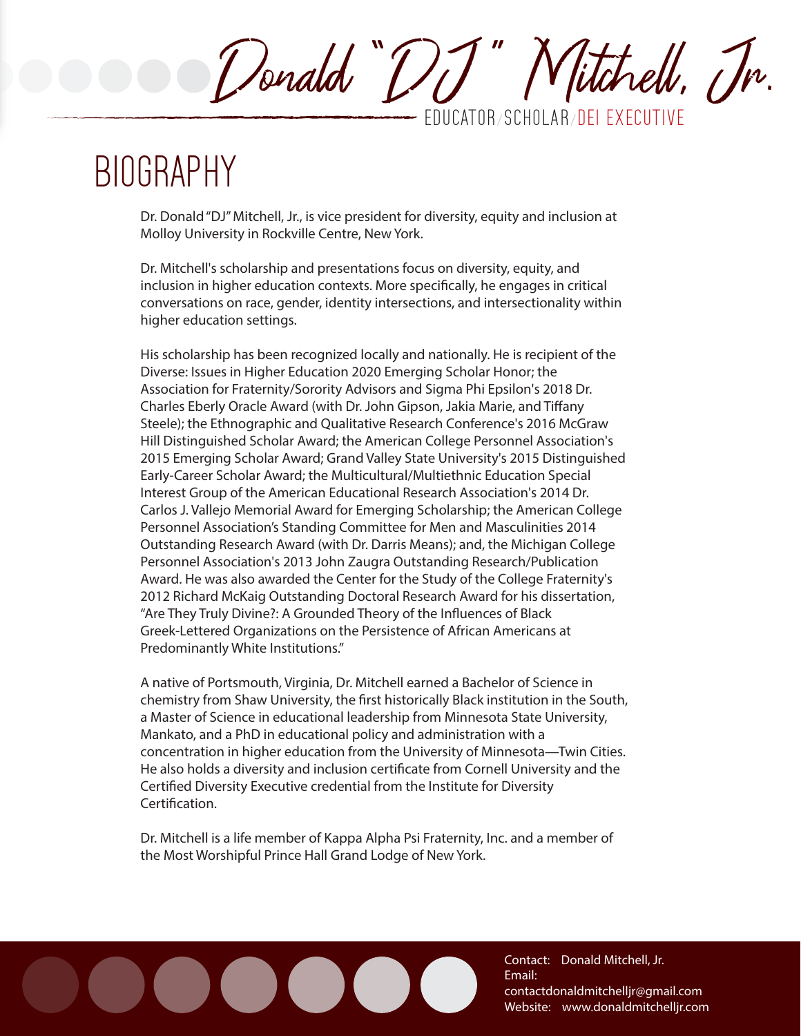# Donald "DJ" Mitchell, Jr.

EDUCATOR/SCHOLAR/DEI EXECUTIVE

## BIOGRAPHY

Dr. Donald "DJ" Mitchell, Jr., is vice president for diversity, equity and inclusion at Molloy University in Rockville Centre, New York.

Dr. Mitchell's scholarship and presentations focus on diversity, equity, and inclusion in higher education contexts. More specifically, he engages in critical conversations on race, gender, identity intersections, and intersectionality within higher education settings.

His scholarship has been recognized locally and nationally. He is recipient of the Diverse: Issues in Higher Education 2020 Emerging Scholar Honor; the Association for Fraternity/Sorority Advisors and Sigma Phi Epsilon's 2018 Dr. Charles Eberly Oracle Award (with Dr. John Gipson, Jakia Marie, and Tiffany Steele); the Ethnographic and Qualitative Research Conference's 2016 McGraw Hill Distinguished Scholar Award; the American College Personnel Association's 2015 Emerging Scholar Award; Grand Valley State University's 2015 Distinguished Early-Career Scholar Award; the Multicultural/Multiethnic Education Special Interest Group of the American Educational Research Association's 2014 Dr. Carlos J. Vallejo Memorial Award for Emerging Scholarship; the American College Personnel Association's Standing Committee for Men and Masculinities 2014 Outstanding Research Award (with Dr. Darris Means); and, the Michigan College Personnel Association's 2013 John Zaugra Outstanding Research/Publication Award. He was also awarded the Center for the Study of the College Fraternity's 2012 Richard McKaig Outstanding Doctoral Research Award for his dissertation, "Are They Truly Divine?: A Grounded Theory of the Influences of Black Greek-Lettered Organizations on the Persistence of African Americans at Predominantly White Institutions."

A native of Portsmouth, Virginia, Dr. Mitchell earned a Bachelor of Science in chemistry from Shaw University, the first historically Black institution in the South, a Master of Science in educational leadership from Minnesota State University, Mankato, and a PhD in educational policy and administration with a concentration in higher education from the University of Minnesota—Twin Cities. He also holds a diversity and inclusion certificate from Cornell University and the Certified Diversity Executive credential from the Institute for Diversity Certification.

Dr. Mitchell is a life member of Kappa Alpha Psi Fraternity, Inc. and a member of the Most Worshipful Prince Hall Grand Lodge of New York.

Contact: Donald Mitchell, Jr.
Email: contactdonaldmitchelljr@gmail.com
Website: www.donaldmitchelljr.com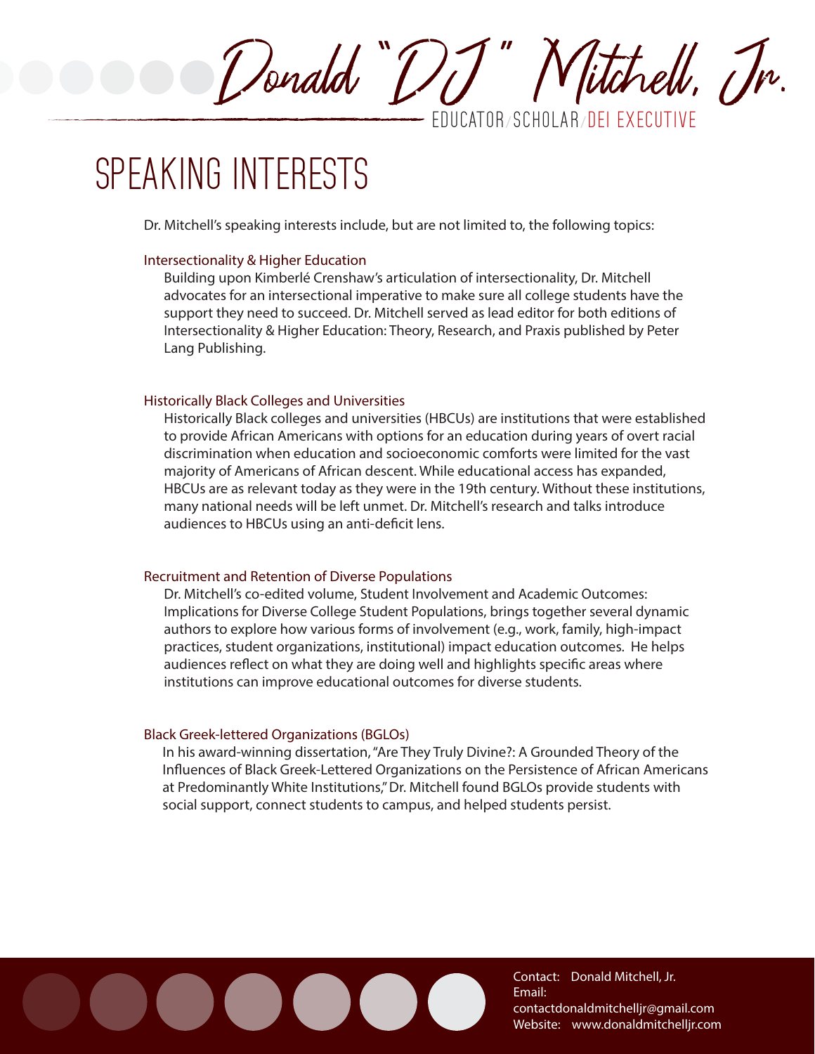# Donald "DJ" Mitchell, Jr.

EDUCATOR/SCHOLAR/DEI EXECUTIVE

## SPEAKING INTERESTS

Dr. Mitchell's speaking interests include, but are not limited to, the following topics:

### Intersectionality & Higher Education

Building upon Kimberlé Crenshaw's articulation of intersectionality, Dr. Mitchell advocates for an intersectional imperative to make sure all college students have the support they need to succeed. Dr. Mitchell served as lead editor for both editions of Intersectionality & Higher Education: Theory, Research, and Praxis published by Peter Lang Publishing.

### Historically Black Colleges and Universities

Historically Black colleges and universities (HBCUs) are institutions that were established to provide African Americans with options for an education during years of overt racial discrimination when education and socioeconomic comforts were limited for the vast majority of Americans of African descent. While educational access has expanded, HBCUs are as relevant today as they were in the 19th century. Without these institutions, many national needs will be left unmet. Dr. Mitchell's research and talks introduce audiences to HBCUs using an anti-deficit lens.

### Recruitment and Retention of Diverse Populations

Dr. Mitchell's co-edited volume, Student Involvement and Academic Outcomes: Implications for Diverse College Student Populations, brings together several dynamic authors to explore how various forms of involvement (e.g., work, family, high-impact practices, student organizations, institutional) impact education outcomes. He helps audiences reflect on what they are doing well and highlights specific areas where institutions can improve educational outcomes for diverse students.

### Black Greek-lettered Organizations (BGLOs)

In his award-winning dissertation, "Are They Truly Divine?: A Grounded Theory of the Influences of Black Greek-Lettered Organizations on the Persistence of African Americans at Predominantly White Institutions," Dr. Mitchell found BGLOs provide students with social support, connect students to campus, and helped students persist.

Contact: Donald Mitchell, Jr.
Email: contactdonaldmitchelljr@gmail.com
Website: www.donaldmitchelljr.com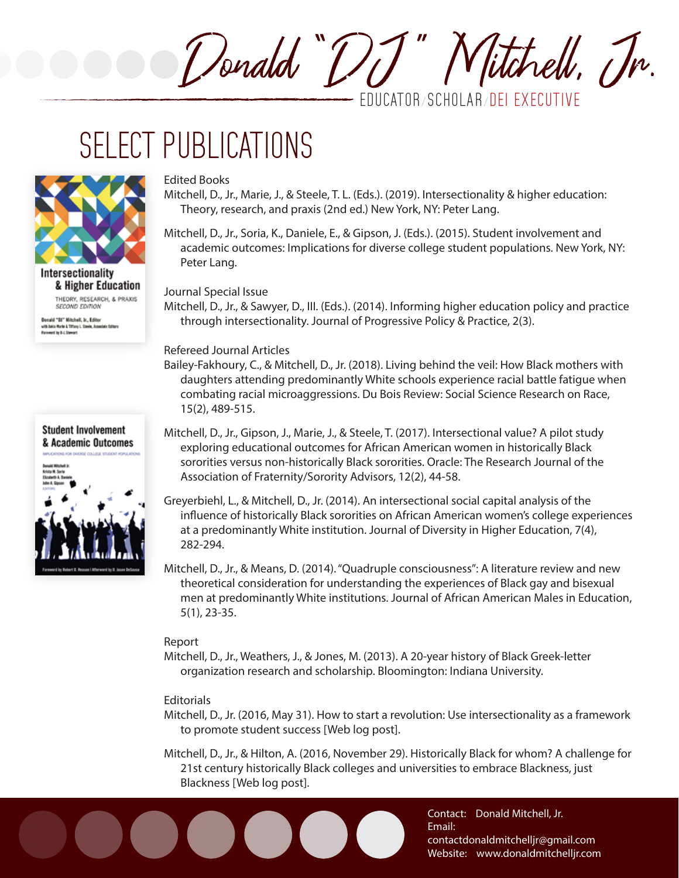# Donald "DJ" Mitchell, Jr.

EDUCATOR/SCHOLAR/DEI EXECUTIVE

## SELECT PUBLICATIONS

### Edited Books

Mitchell, D., Jr., Marie, J., & Steele, T. L. (Eds.). (2019). Intersectionality & higher education: Theory, research, and praxis (2nd ed.) New York, NY: Peter Lang.

Mitchell, D., Jr., Soria, K., Daniele, E., & Gipson, J. (Eds.). (2015). Student involvement and academic outcomes: Implications for diverse college student populations. New York, NY: Peter Lang.

### Journal Special Issue

Mitchell, D., Jr., & Sawyer, D., III. (Eds.). (2014). Informing higher education policy and practice through intersectionality. Journal of Progressive Policy & Practice, 2(3).

### Refereed Journal Articles

Bailey-Fakhoury, C., & Mitchell, D., Jr. (2018). Living behind the veil: How Black mothers with daughters attending predominantly White schools experience racial battle fatigue when combating racial microaggressions. Du Bois Review: Social Science Research on Race, 15(2), 489-515.

Mitchell, D., Jr., Gipson, J., Marie, J., & Steele, T. (2017). Intersectional value? A pilot study exploring educational outcomes for African American women in historically Black sororities versus non-historically Black sororities. Oracle: The Research Journal of the Association of Fraternity/Sorority Advisors, 12(2), 44-58.

Greyerbiehl, L., & Mitchell, D., Jr. (2014). An intersectional social capital analysis of the influence of historically Black sororities on African American women's college experiences at a predominantly White institution. Journal of Diversity in Higher Education, 7(4), 282-294.

Mitchell, D., Jr., & Means, D. (2014). "Quadruple consciousness": A literature review and new theoretical consideration for understanding the experiences of Black gay and bisexual men at predominantly White institutions. Journal of African American Males in Education, 5(1), 23-35.

### Report

Mitchell, D., Jr., Weathers, J., & Jones, M. (2013). A 20-year history of Black Greek-letter organization research and scholarship. Bloomington: Indiana University.

### Editorials

Mitchell, D., Jr. (2016, May 31). How to start a revolution: Use intersectionality as a framework to promote student success [Web log post].

Mitchell, D., Jr., & Hilton, A. (2016, November 29). Historically Black for whom? A challenge for 21st century historically Black colleges and universities to embrace Blackness, just Blackness [Web log post].

Contact: Donald Mitchell, Jr.
Email: contactdonaldmitchelljr@gmail.com
Website: www.donaldmitchelljr.com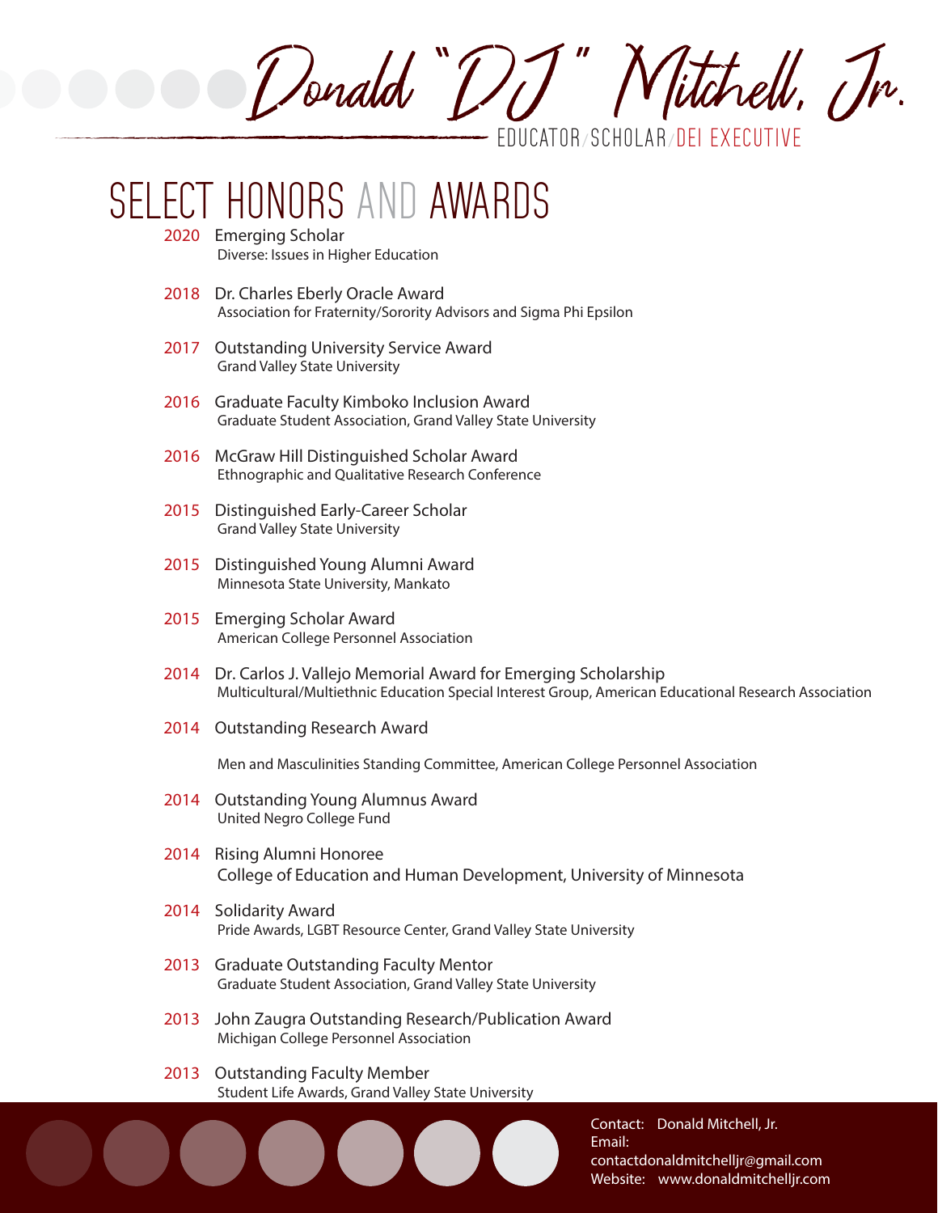# Donald "DJ" Mitchell, Jr.

EDUCATOR/SCHOLAR/DEI EXECUTIVE

## SELECT HONORS AND AWARDS

2020 Emerging Scholar
Diverse: Issues in Higher Education

2018 Dr. Charles Eberly Oracle Award
Association for Fraternity/Sorority Advisors and Sigma Phi Epsilon

2017 Outstanding University Service Award
Grand Valley State University

2016 Graduate Faculty Kimboko Inclusion Award
Graduate Student Association, Grand Valley State University

2016 McGraw Hill Distinguished Scholar Award
Ethnographic and Qualitative Research Conference

2015 Distinguished Early-Career Scholar
Grand Valley State University

2015 Distinguished Young Alumni Award
Minnesota State University, Mankato

2015 Emerging Scholar Award
American College Personnel Association

2014 Dr. Carlos J. Vallejo Memorial Award for Emerging Scholarship
Multicultural/Multiethnic Education Special Interest Group, American Educational Research Association

2014 Outstanding Research Award
Men and Masculinities Standing Committee, American College Personnel Association

2014 Outstanding Young Alumnus Award
United Negro College Fund

2014 Rising Alumni Honoree
College of Education and Human Development, University of Minnesota

2014 Solidarity Award
Pride Awards, LGBT Resource Center, Grand Valley State University

2013 Graduate Outstanding Faculty Mentor
Graduate Student Association, Grand Valley State University

2013 John Zaugra Outstanding Research/Publication Award
Michigan College Personnel Association

2013 Outstanding Faculty Member
Student Life Awards, Grand Valley State University

Contact: Donald Mitchell, Jr.
Email: contactdonaldmitchelljr@gmail.com
Website: www.donaldmitchelljr.com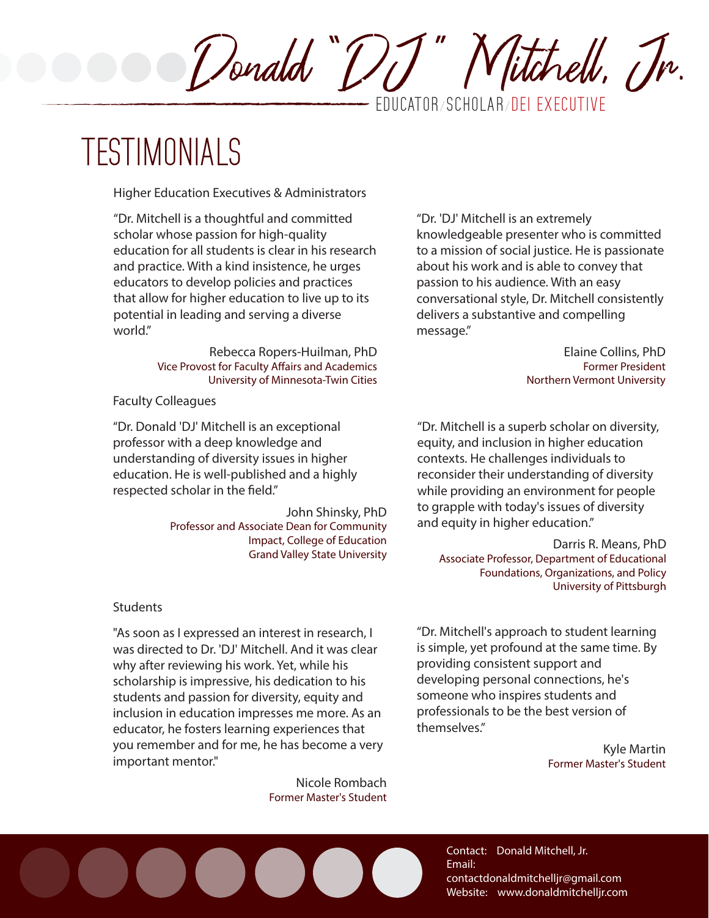# Donald "DJ" Mitchell, Jr.

EDUCATOR/SCHOLAR/DEI EXECUTIVE

## TESTIMONIALS

### Higher Education Executives & Administrators

"Dr. Mitchell is a thoughtful and committed scholar whose passion for high-quality education for all students is clear in his research and practice. With a kind insistence, he urges educators to develop policies and practices that allow for higher education to live up to its potential in leading and serving a diverse world."

Rebecca Ropers-Huilman, PhD
Vice Provost for Faculty Affairs and Academics
University of Minnesota-Twin Cities

"Dr. 'DJ' Mitchell is an extremely knowledgeable presenter who is committed to a mission of social justice. He is passionate about his work and is able to convey that passion to his audience. With an easy conversational style, Dr. Mitchell consistently delivers a substantive and compelling message."

Elaine Collins, PhD
Former President
Northern Vermont University

### Faculty Colleagues

"Dr. Donald 'DJ' Mitchell is an exceptional professor with a deep knowledge and understanding of diversity issues in higher education. He is well-published and a highly respected scholar in the field."

John Shinsky, PhD
Professor and Associate Dean for Community Impact, College of Education
Grand Valley State University

"Dr. Mitchell is a superb scholar on diversity, equity, and inclusion in higher education contexts. He challenges individuals to reconsider their understanding of diversity while providing an environment for people to grapple with today's issues of diversity and equity in higher education."

Darris R. Means, PhD
Associate Professor, Department of Educational Foundations, Organizations, and Policy
University of Pittsburgh

### Students

"As soon as I expressed an interest in research, I was directed to Dr. 'DJ' Mitchell. And it was clear why after reviewing his work. Yet, while his scholarship is impressive, his dedication to his students and passion for diversity, equity and inclusion in education impresses me more. As an educator, he fosters learning experiences that you remember and for me, he has become a very important mentor."

Nicole Rombach
Former Master's Student

"Dr. Mitchell's approach to student learning is simple, yet profound at the same time. By providing consistent support and developing personal connections, he's someone who inspires students and professionals to be the best version of themselves."

Kyle Martin
Former Master's Student

Contact: Donald Mitchell, Jr.
Email: contactdonaldmitchelljr@gmail.com
Website: www.donaldmitchelljr.com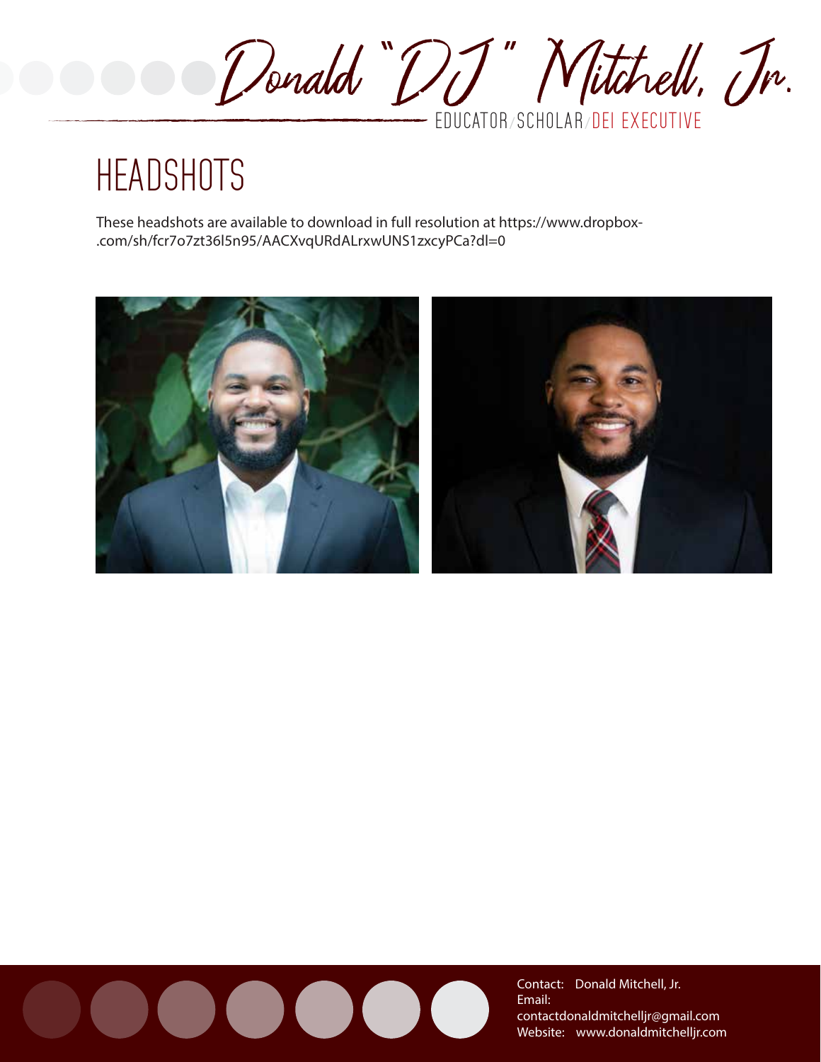# Donald "DJ" Mitchell, Jr.

EDUCATOR/SCHOLAR/DEI EXECUTIVE

## HEADSHOTS

These headshots are available to download in full resolution at https://www.dropbox-.com/sh/fcr7o7zt36l5n95/AACXvqURdALrxwUNS1zxcyPCa?dl=0

Contact: Donald Mitchell, Jr.
Email: contactdonaldmitchelljr@gmail.com
Website: www.donaldmitchelljr.com